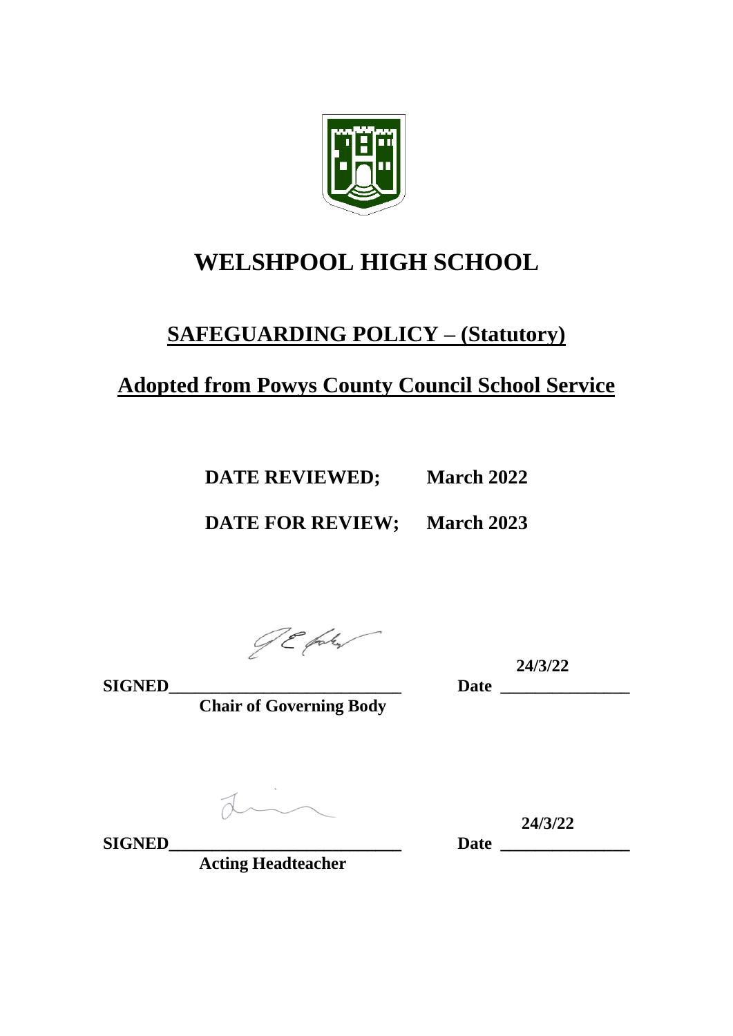# WELSHPOOL HIGH SCHOOL

## SAFEGUARDING POLICY – (Statutory)

## Adopted from Powys County Council School Service

**DATE REVIEWED; March 2022**

**DATE FOR REVIEW; March 2023**

**SIGNED**\_\_\_\_\_\_\_\_\_\_\_\_\_\_\_\_\_\_\_\_\_\_\_\_\_\_\_\_ **Date** 24/3/22

**Chair of Governing Body**

**SIGNED**\_\_\_\_\_\_\_\_\_\_\_\_\_\_\_\_\_\_\_\_\_\_\_\_\_\_\_\_ **Date** 24/3/22

**Acting Headteacher**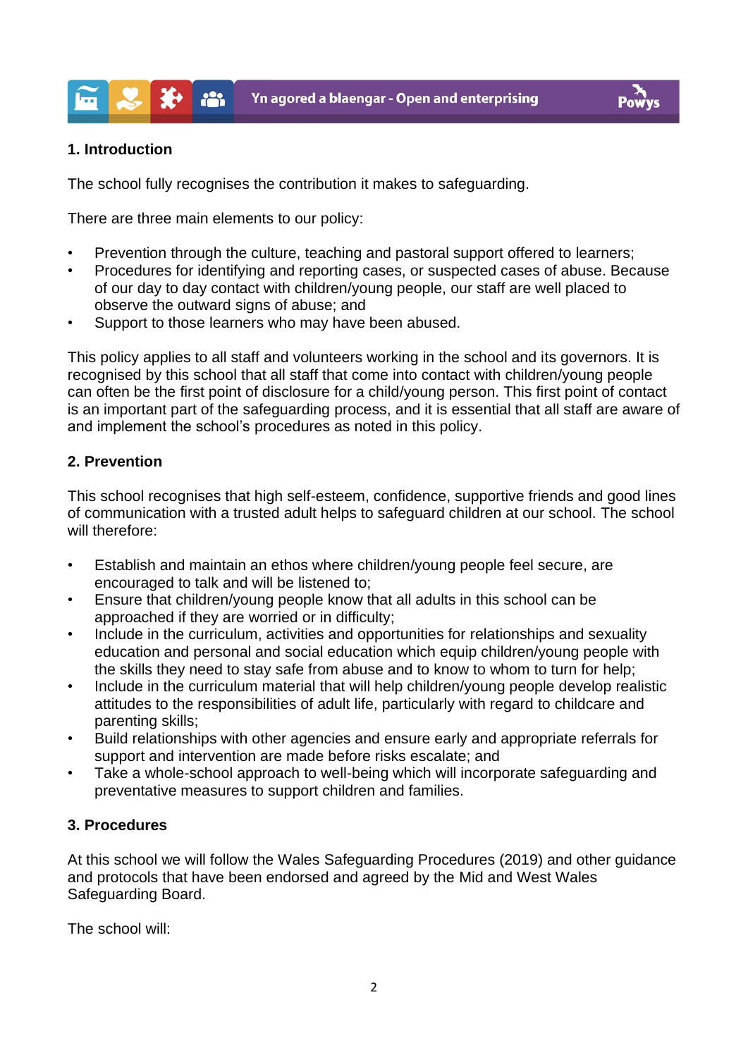## 1. Introduction

The school fully recognises the contribution it makes to safeguarding.

There are three main elements to our policy:

- Prevention through the culture, teaching and pastoral support offered to learners;
- Procedures for identifying and reporting cases, or suspected cases of abuse. Because of our day to day contact with children/young people, our staff are well placed to observe the outward signs of abuse; and
- Support to those learners who may have been abused.

This policy applies to all staff and volunteers working in the school and its governors. It is recognised by this school that all staff that come into contact with children/young people can often be the first point of disclosure for a child/young person. This first point of contact is an important part of the safeguarding process, and it is essential that all staff are aware of and implement the school's procedures as noted in this policy.

## 2. Prevention

This school recognises that high self-esteem, confidence, supportive friends and good lines of communication with a trusted adult helps to safeguard children at our school. The school will therefore:

- Establish and maintain an ethos where children/young people feel secure, are encouraged to talk and will be listened to;
- Ensure that children/young people know that all adults in this school can be approached if they are worried or in difficulty;
- Include in the curriculum, activities and opportunities for relationships and sexuality education and personal and social education which equip children/young people with the skills they need to stay safe from abuse and to know to whom to turn for help;
- Include in the curriculum material that will help children/young people develop realistic attitudes to the responsibilities of adult life, particularly with regard to childcare and parenting skills;
- Build relationships with other agencies and ensure early and appropriate referrals for support and intervention are made before risks escalate; and
- Take a whole-school approach to well-being which will incorporate safeguarding and preventative measures to support children and families.

## 3. Procedures

At this school we will follow the Wales Safeguarding Procedures (2019) and other guidance and protocols that have been endorsed and agreed by the Mid and West Wales Safeguarding Board.

The school will: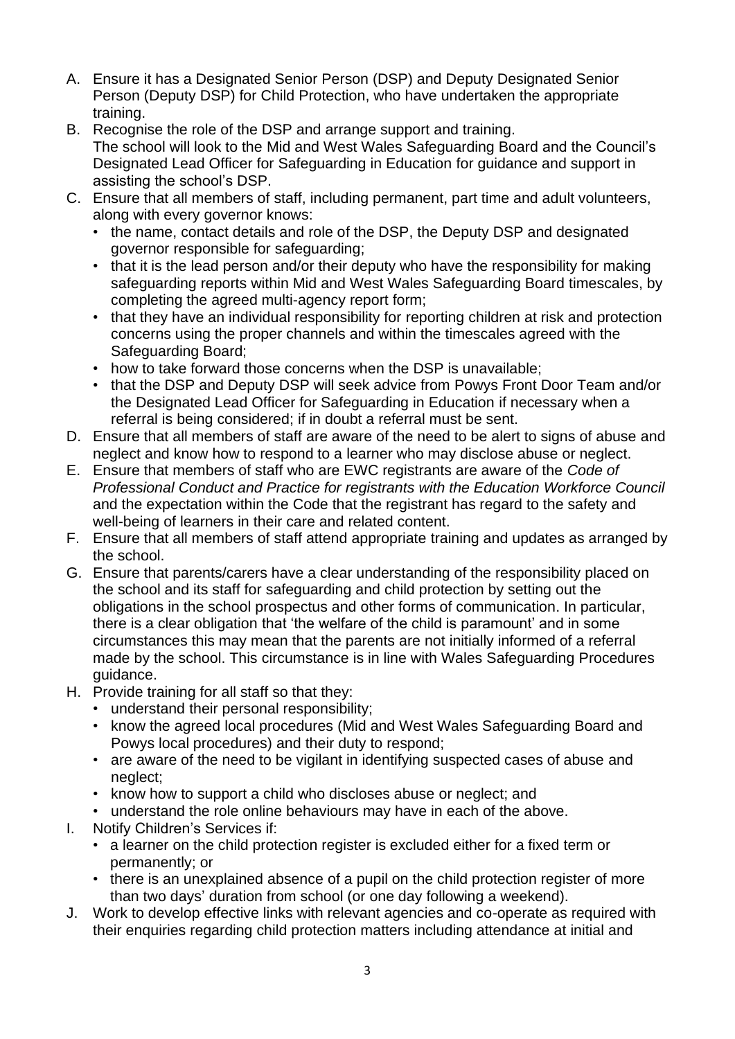A. Ensure it has a Designated Senior Person (DSP) and Deputy Designated Senior Person (Deputy DSP) for Child Protection, who have undertaken the appropriate training.
B. Recognise the role of the DSP and arrange support and training.
   The school will look to the Mid and West Wales Safeguarding Board and the Council's Designated Lead Officer for Safeguarding in Education for guidance and support in assisting the school's DSP.
C. Ensure that all members of staff, including permanent, part time and adult volunteers, along with every governor knows:
   - the name, contact details and role of the DSP, the Deputy DSP and designated governor responsible for safeguarding;
   - that it is the lead person and/or their deputy who have the responsibility for making safeguarding reports within Mid and West Wales Safeguarding Board timescales, by completing the agreed multi-agency report form;
   - that they have an individual responsibility for reporting children at risk and protection concerns using the proper channels and within the timescales agreed with the Safeguarding Board;
   - how to take forward those concerns when the DSP is unavailable;
   - that the DSP and Deputy DSP will seek advice from Powys Front Door Team and/or the Designated Lead Officer for Safeguarding in Education if necessary when a referral is being considered; if in doubt a referral must be sent.
D. Ensure that all members of staff are aware of the need to be alert to signs of abuse and neglect and know how to respond to a learner who may disclose abuse or neglect.
E. Ensure that members of staff who are EWC registrants are aware of the *Code of Professional Conduct and Practice for registrants with the Education Workforce Council* and the expectation within the Code that the registrant has regard to the safety and well-being of learners in their care and related content.
F. Ensure that all members of staff attend appropriate training and updates as arranged by the school.
G. Ensure that parents/carers have a clear understanding of the responsibility placed on the school and its staff for safeguarding and child protection by setting out the obligations in the school prospectus and other forms of communication. In particular, there is a clear obligation that 'the welfare of the child is paramount' and in some circumstances this may mean that the parents are not initially informed of a referral made by the school. This circumstance is in line with Wales Safeguarding Procedures guidance.
H. Provide training for all staff so that they:
   - understand their personal responsibility;
   - know the agreed local procedures (Mid and West Wales Safeguarding Board and Powys local procedures) and their duty to respond;
   - are aware of the need to be vigilant in identifying suspected cases of abuse and neglect;
   - know how to support a child who discloses abuse or neglect; and
   - understand the role online behaviours may have in each of the above.
I. Notify Children's Services if:
   - a learner on the child protection register is excluded either for a fixed term or permanently; or
   - there is an unexplained absence of a pupil on the child protection register of more than two days' duration from school (or one day following a weekend).
J. Work to develop effective links with relevant agencies and co-operate as required with their enquiries regarding child protection matters including attendance at initial and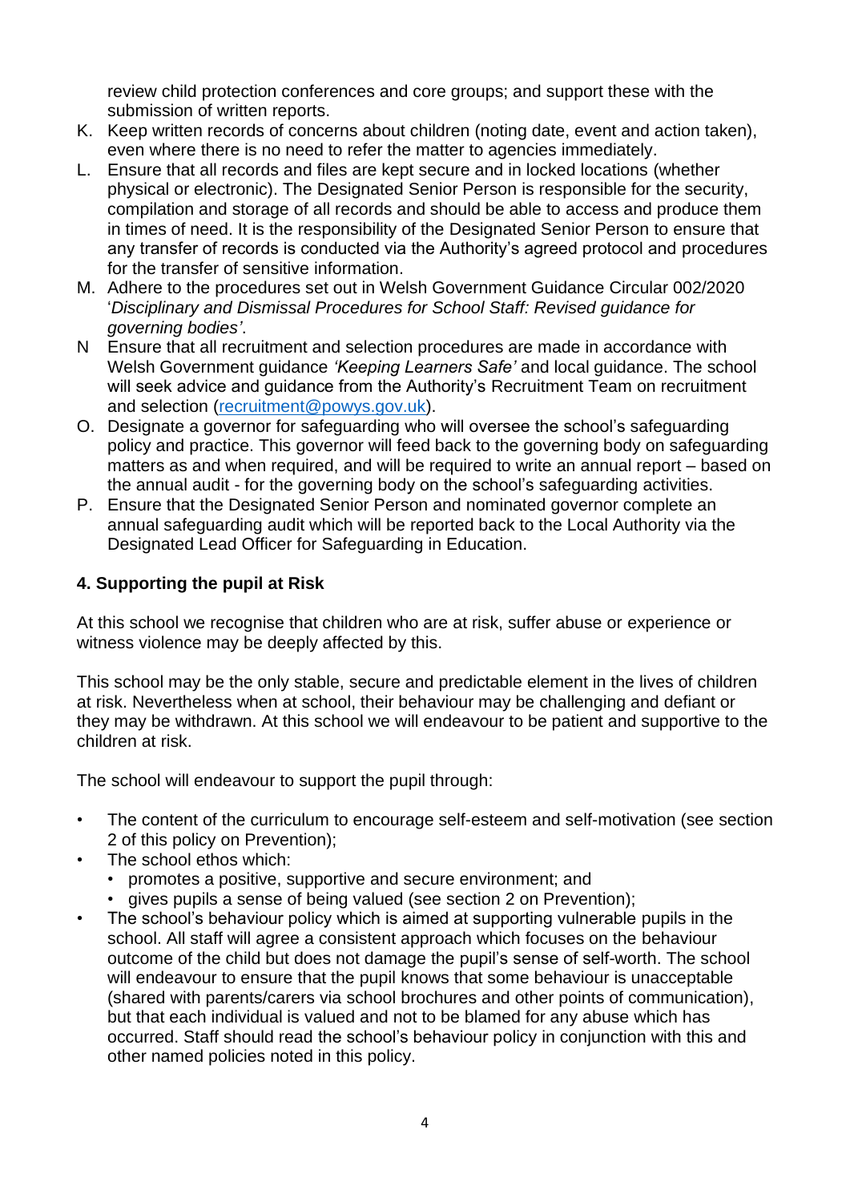review child protection conferences and core groups; and support these with the submission of written reports.

K. Keep written records of concerns about children (noting date, event and action taken), even where there is no need to refer the matter to agencies immediately.
L. Ensure that all records and files are kept secure and in locked locations (whether physical or electronic). The Designated Senior Person is responsible for the security, compilation and storage of all records and should be able to access and produce them in times of need. It is the responsibility of the Designated Senior Person to ensure that any transfer of records is conducted via the Authority's agreed protocol and procedures for the transfer of sensitive information.
M. Adhere to the procedures set out in Welsh Government Guidance Circular 002/2020 '*Disciplinary and Dismissal Procedures for School Staff: Revised guidance for governing bodies'*.
N Ensure that all recruitment and selection procedures are made in accordance with Welsh Government guidance *'Keeping Learners Safe'* and local guidance. The school will seek advice and guidance from the Authority's Recruitment Team on recruitment and selection ([recruitment@powys.gov.uk](mailto:recruitment@powys.gov.uk)).
O. Designate a governor for safeguarding who will oversee the school's safeguarding policy and practice. This governor will feed back to the governing body on safeguarding matters as and when required, and will be required to write an annual report – based on the annual audit - for the governing body on the school's safeguarding activities.
P. Ensure that the Designated Senior Person and nominated governor complete an annual safeguarding audit which will be reported back to the Local Authority via the Designated Lead Officer for Safeguarding in Education.

## 4. Supporting the pupil at Risk

At this school we recognise that children who are at risk, suffer abuse or experience or witness violence may be deeply affected by this.

This school may be the only stable, secure and predictable element in the lives of children at risk. Nevertheless when at school, their behaviour may be challenging and defiant or they may be withdrawn. At this school we will endeavour to be patient and supportive to the children at risk.

The school will endeavour to support the pupil through:

- The content of the curriculum to encourage self-esteem and self-motivation (see section 2 of this policy on Prevention);
- The school ethos which:
  - promotes a positive, supportive and secure environment; and
  - gives pupils a sense of being valued (see section 2 on Prevention);
- The school's behaviour policy which is aimed at supporting vulnerable pupils in the school. All staff will agree a consistent approach which focuses on the behaviour outcome of the child but does not damage the pupil's sense of self-worth. The school will endeavour to ensure that the pupil knows that some behaviour is unacceptable (shared with parents/carers via school brochures and other points of communication), but that each individual is valued and not to be blamed for any abuse which has occurred. Staff should read the school's behaviour policy in conjunction with this and other named policies noted in this policy.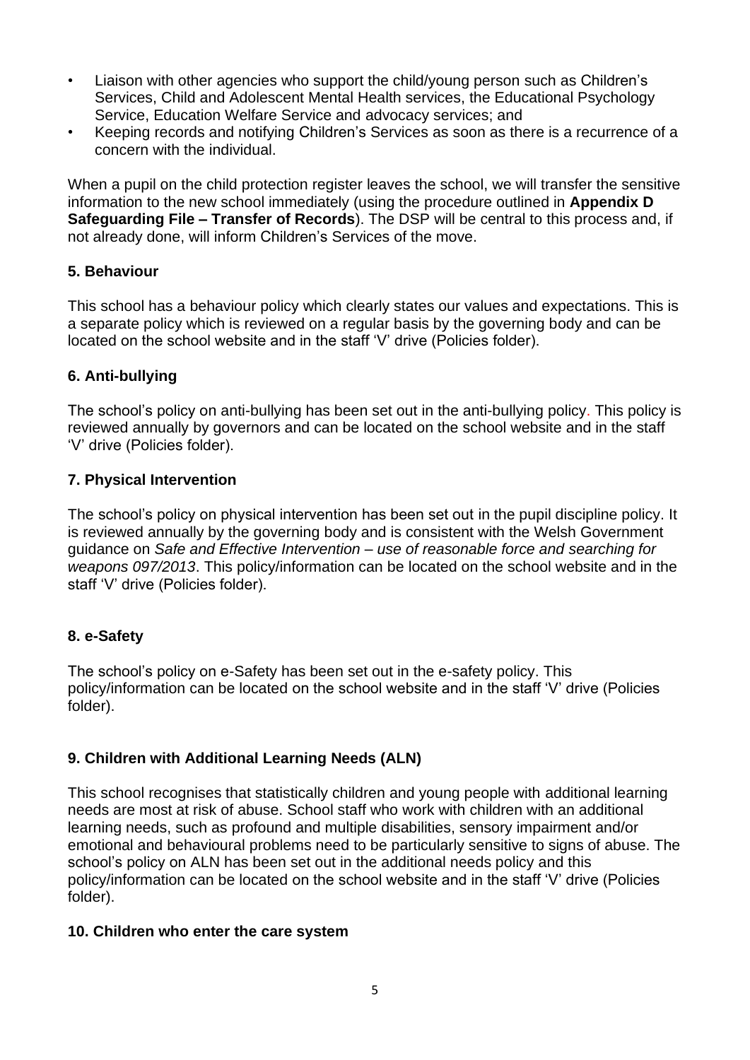- Liaison with other agencies who support the child/young person such as Children's Services, Child and Adolescent Mental Health services, the Educational Psychology Service, Education Welfare Service and advocacy services; and
- Keeping records and notifying Children's Services as soon as there is a recurrence of a concern with the individual.

When a pupil on the child protection register leaves the school, we will transfer the sensitive information to the new school immediately (using the procedure outlined in **Appendix D Safeguarding File – Transfer of Records**). The DSP will be central to this process and, if not already done, will inform Children's Services of the move.

### 5. Behaviour

This school has a behaviour policy which clearly states our values and expectations. This is a separate policy which is reviewed on a regular basis by the governing body and can be located on the school website and in the staff 'V' drive (Policies folder).

### 6. Anti-bullying

The school's policy on anti-bullying has been set out in the anti-bullying policy. This policy is reviewed annually by governors and can be located on the school website and in the staff 'V' drive (Policies folder).

### 7. Physical Intervention

The school's policy on physical intervention has been set out in the pupil discipline policy. It is reviewed annually by the governing body and is consistent with the Welsh Government guidance on *Safe and Effective Intervention – use of reasonable force and searching for weapons 097/2013*. This policy/information can be located on the school website and in the staff 'V' drive (Policies folder).

### 8. e-Safety

The school's policy on e-Safety has been set out in the e-safety policy. This policy/information can be located on the school website and in the staff 'V' drive (Policies folder).

### 9. Children with Additional Learning Needs (ALN)

This school recognises that statistically children and young people with additional learning needs are most at risk of abuse. School staff who work with children with an additional learning needs, such as profound and multiple disabilities, sensory impairment and/or emotional and behavioural problems need to be particularly sensitive to signs of abuse. The school's policy on ALN has been set out in the additional needs policy and this policy/information can be located on the school website and in the staff 'V' drive (Policies folder).

### 10. Children who enter the care system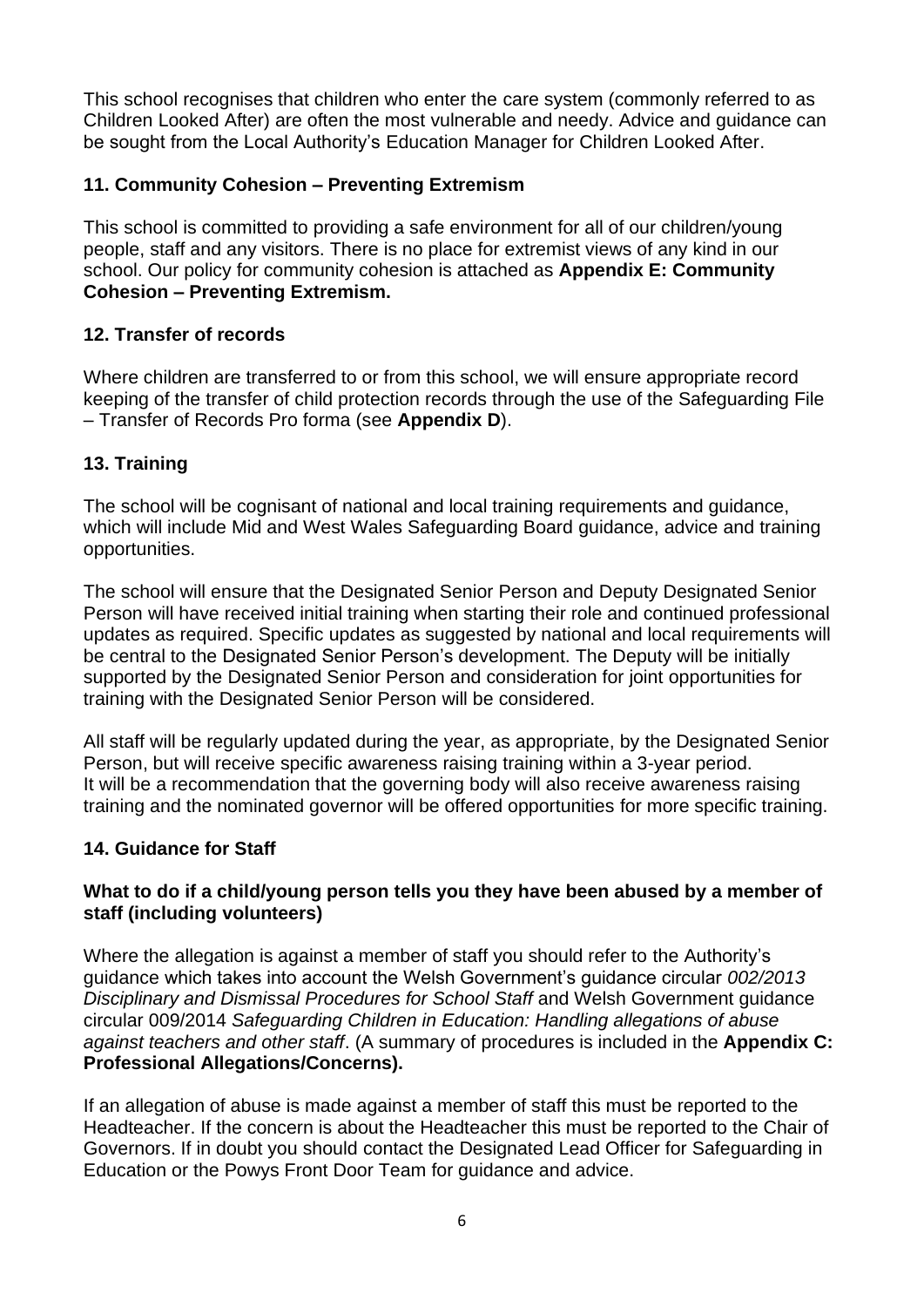This school recognises that children who enter the care system (commonly referred to as Children Looked After) are often the most vulnerable and needy. Advice and guidance can be sought from the Local Authority's Education Manager for Children Looked After.

## 11. Community Cohesion – Preventing Extremism

This school is committed to providing a safe environment for all of our children/young people, staff and any visitors. There is no place for extremist views of any kind in our school. Our policy for community cohesion is attached as **Appendix E: Community Cohesion – Preventing Extremism.**

## 12. Transfer of records

Where children are transferred to or from this school, we will ensure appropriate record keeping of the transfer of child protection records through the use of the Safeguarding File – Transfer of Records Pro forma (see **Appendix D**).

## 13. Training

The school will be cognisant of national and local training requirements and guidance, which will include Mid and West Wales Safeguarding Board guidance, advice and training opportunities.

The school will ensure that the Designated Senior Person and Deputy Designated Senior Person will have received initial training when starting their role and continued professional updates as required. Specific updates as suggested by national and local requirements will be central to the Designated Senior Person's development. The Deputy will be initially supported by the Designated Senior Person and consideration for joint opportunities for training with the Designated Senior Person will be considered.

All staff will be regularly updated during the year, as appropriate, by the Designated Senior Person, but will receive specific awareness raising training within a 3-year period.
It will be a recommendation that the governing body will also receive awareness raising training and the nominated governor will be offered opportunities for more specific training.

## 14. Guidance for Staff

### What to do if a child/young person tells you they have been abused by a member of staff (including volunteers)

Where the allegation is against a member of staff you should refer to the Authority's guidance which takes into account the Welsh Government's guidance circular *002/2013 Disciplinary and Dismissal Procedures for School Staff* and Welsh Government guidance circular 009/2014 *Safeguarding Children in Education: Handling allegations of abuse against teachers and other staff*. (A summary of procedures is included in the **Appendix C: Professional Allegations/Concerns).**

If an allegation of abuse is made against a member of staff this must be reported to the Headteacher. If the concern is about the Headteacher this must be reported to the Chair of Governors. If in doubt you should contact the Designated Lead Officer for Safeguarding in Education or the Powys Front Door Team for guidance and advice.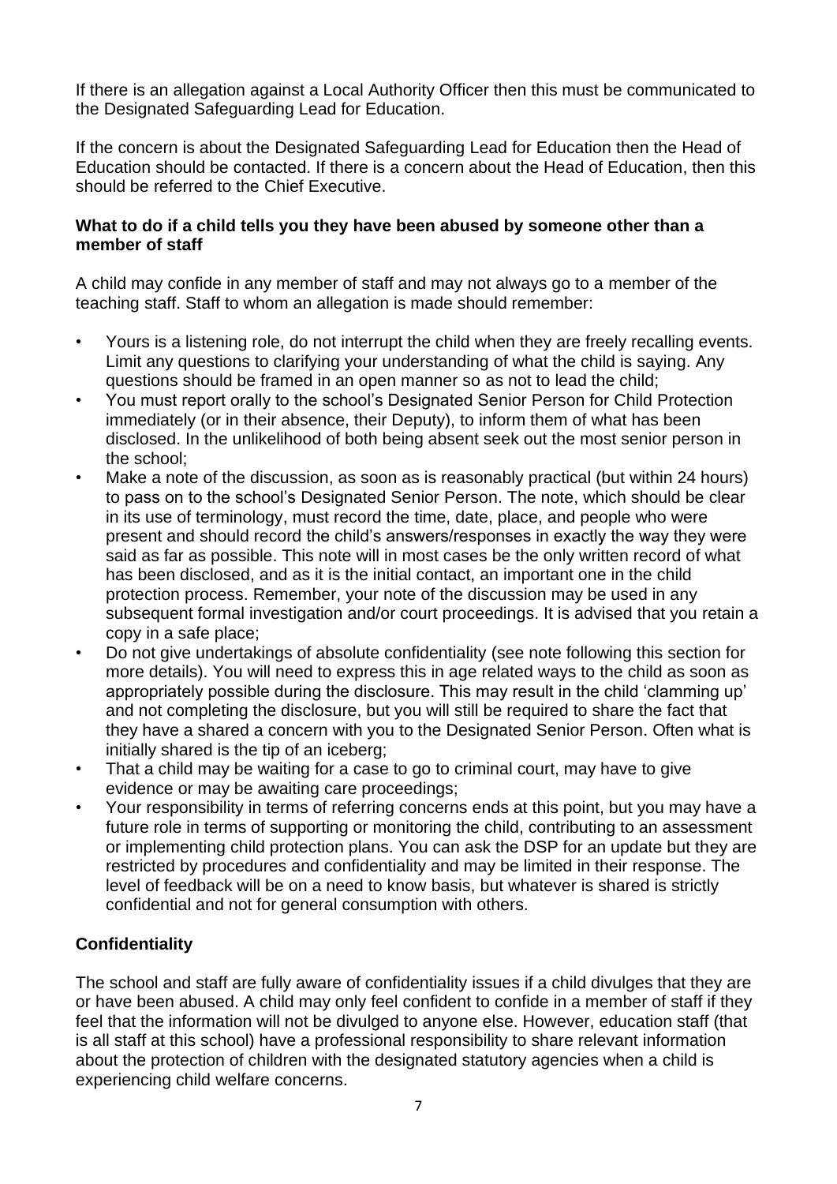If there is an allegation against a Local Authority Officer then this must be communicated to the Designated Safeguarding Lead for Education.

If the concern is about the Designated Safeguarding Lead for Education then the Head of Education should be contacted. If there is a concern about the Head of Education, then this should be referred to the Chief Executive.

**What to do if a child tells you they have been abused by someone other than a member of staff**

A child may confide in any member of staff and may not always go to a member of the teaching staff. Staff to whom an allegation is made should remember:

- Yours is a listening role, do not interrupt the child when they are freely recalling events. Limit any questions to clarifying your understanding of what the child is saying. Any questions should be framed in an open manner so as not to lead the child;
- You must report orally to the school's Designated Senior Person for Child Protection immediately (or in their absence, their Deputy), to inform them of what has been disclosed. In the unlikelihood of both being absent seek out the most senior person in the school;
- Make a note of the discussion, as soon as is reasonably practical (but within 24 hours) to pass on to the school's Designated Senior Person. The note, which should be clear in its use of terminology, must record the time, date, place, and people who were present and should record the child's answers/responses in exactly the way they were said as far as possible. This note will in most cases be the only written record of what has been disclosed, and as it is the initial contact, an important one in the child protection process. Remember, your note of the discussion may be used in any subsequent formal investigation and/or court proceedings. It is advised that you retain a copy in a safe place;
- Do not give undertakings of absolute confidentiality (see note following this section for more details). You will need to express this in age related ways to the child as soon as appropriately possible during the disclosure. This may result in the child 'clamming up' and not completing the disclosure, but you will still be required to share the fact that they have a shared a concern with you to the Designated Senior Person. Often what is initially shared is the tip of an iceberg;
- That a child may be waiting for a case to go to criminal court, may have to give evidence or may be awaiting care proceedings;
- Your responsibility in terms of referring concerns ends at this point, but you may have a future role in terms of supporting or monitoring the child, contributing to an assessment or implementing child protection plans. You can ask the DSP for an update but they are restricted by procedures and confidentiality and may be limited in their response. The level of feedback will be on a need to know basis, but whatever is shared is strictly confidential and not for general consumption with others.

**Confidentiality**

The school and staff are fully aware of confidentiality issues if a child divulges that they are or have been abused. A child may only feel confident to confide in a member of staff if they feel that the information will not be divulged to anyone else. However, education staff (that is all staff at this school) have a professional responsibility to share relevant information about the protection of children with the designated statutory agencies when a child is experiencing child welfare concerns.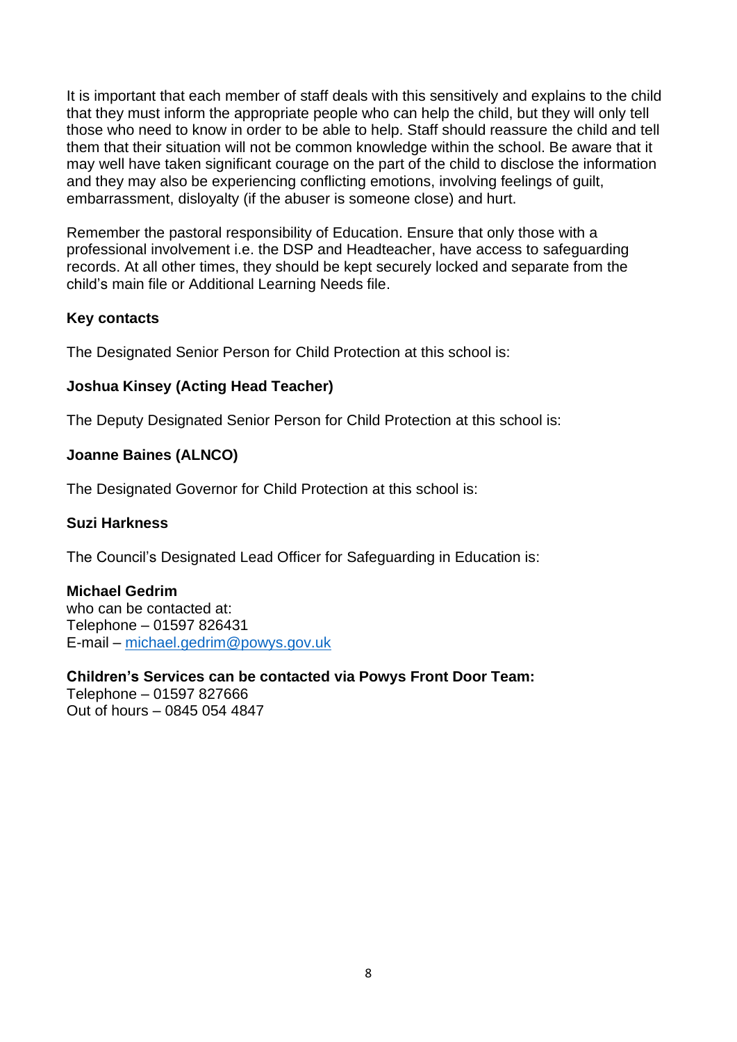It is important that each member of staff deals with this sensitively and explains to the child that they must inform the appropriate people who can help the child, but they will only tell those who need to know in order to be able to help. Staff should reassure the child and tell them that their situation will not be common knowledge within the school. Be aware that it may well have taken significant courage on the part of the child to disclose the information and they may also be experiencing conflicting emotions, involving feelings of guilt, embarrassment, disloyalty (if the abuser is someone close) and hurt.

Remember the pastoral responsibility of Education. Ensure that only those with a professional involvement i.e. the DSP and Headteacher, have access to safeguarding records. At all other times, they should be kept securely locked and separate from the child's main file or Additional Learning Needs file.

**Key contacts**

The Designated Senior Person for Child Protection at this school is:

**Joshua Kinsey (Acting Head Teacher)**

The Deputy Designated Senior Person for Child Protection at this school is:

**Joanne Baines (ALNCO)**

The Designated Governor for Child Protection at this school is:

**Suzi Harkness**

The Council's Designated Lead Officer for Safeguarding in Education is:

**Michael Gedrim**
who can be contacted at:
Telephone – 01597 826431
E-mail – michael.gedrim@powys.gov.uk

**Children's Services can be contacted via Powys Front Door Team:**
Telephone – 01597 827666
Out of hours – 0845 054 4847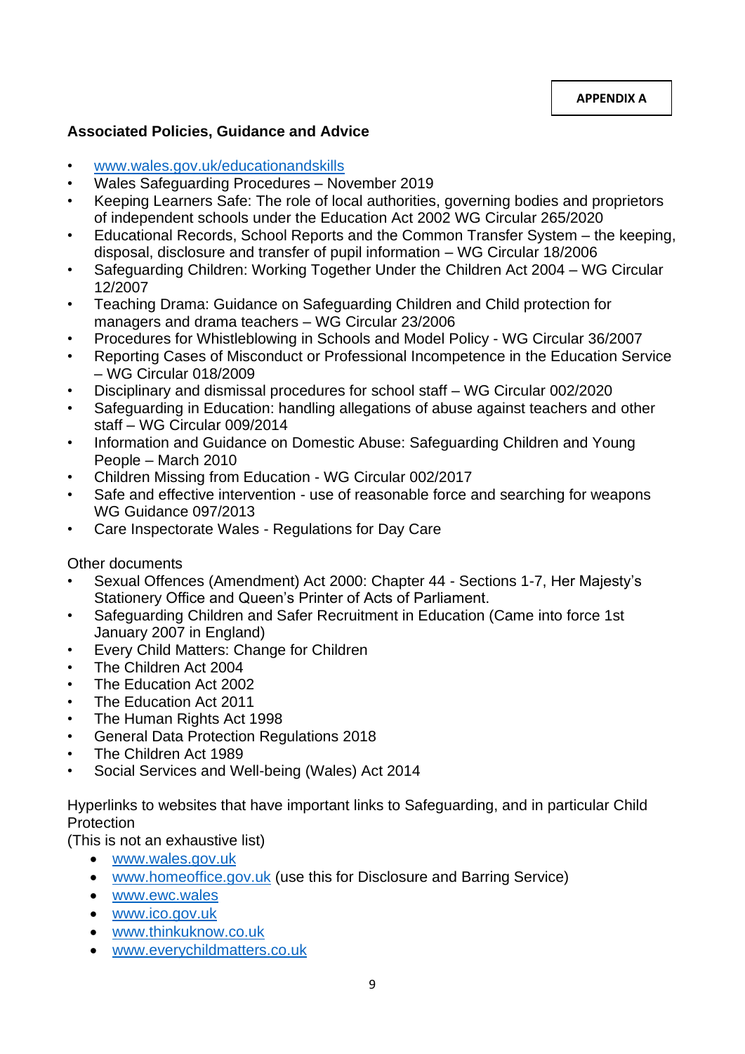**APPENDIX A**

**Associated Policies, Guidance and Advice**

- www.wales.gov.uk/educationandskills
- Wales Safeguarding Procedures – November 2019
- Keeping Learners Safe: The role of local authorities, governing bodies and proprietors of independent schools under the Education Act 2002 WG Circular 265/2020
- Educational Records, School Reports and the Common Transfer System – the keeping, disposal, disclosure and transfer of pupil information – WG Circular 18/2006
- Safeguarding Children: Working Together Under the Children Act 2004 – WG Circular 12/2007
- Teaching Drama: Guidance on Safeguarding Children and Child protection for managers and drama teachers – WG Circular 23/2006
- Procedures for Whistleblowing in Schools and Model Policy - WG Circular 36/2007
- Reporting Cases of Misconduct or Professional Incompetence in the Education Service – WG Circular 018/2009
- Disciplinary and dismissal procedures for school staff – WG Circular 002/2020
- Safeguarding in Education: handling allegations of abuse against teachers and other staff – WG Circular 009/2014
- Information and Guidance on Domestic Abuse: Safeguarding Children and Young People – March 2010
- Children Missing from Education - WG Circular 002/2017
- Safe and effective intervention - use of reasonable force and searching for weapons WG Guidance 097/2013
- Care Inspectorate Wales - Regulations for Day Care

Other documents

- Sexual Offences (Amendment) Act 2000: Chapter 44 - Sections 1-7, Her Majesty's Stationery Office and Queen's Printer of Acts of Parliament.
- Safeguarding Children and Safer Recruitment in Education (Came into force 1st January 2007 in England)
- Every Child Matters: Change for Children
- The Children Act 2004
- The Education Act 2002
- The Education Act 2011
- The Human Rights Act 1998
- General Data Protection Regulations 2018
- The Children Act 1989
- Social Services and Well-being (Wales) Act 2014

Hyperlinks to websites that have important links to Safeguarding, and in particular Child Protection
(This is not an exhaustive list)

- www.wales.gov.uk
- www.homeoffice.gov.uk (use this for Disclosure and Barring Service)
- www.ewc.wales
- www.ico.gov.uk
- www.thinkuknow.co.uk
- www.everychildmatters.co.uk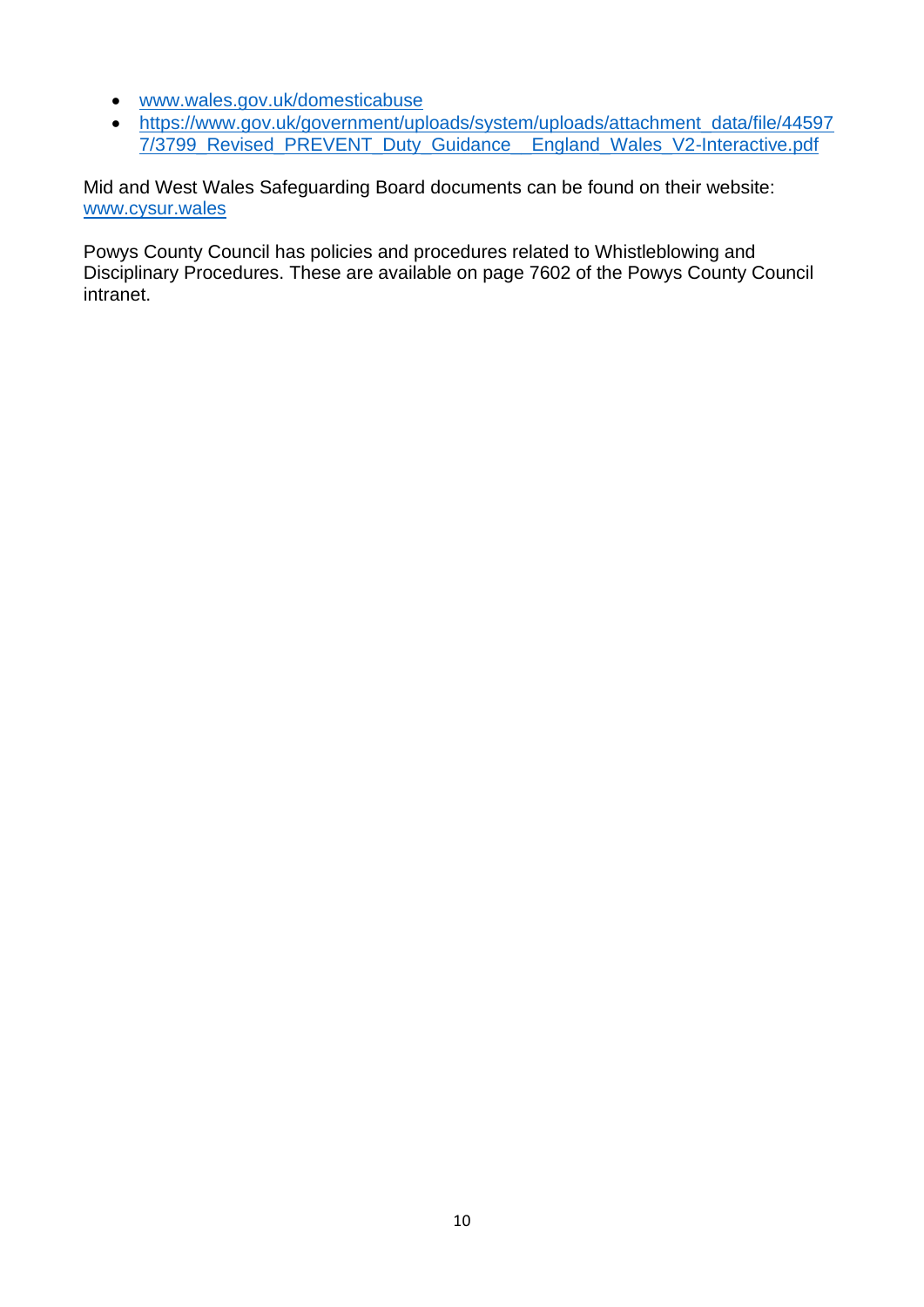- www.wales.gov.uk/domesticabuse
- https://www.gov.uk/government/uploads/system/uploads/attachment_data/file/445977/3799_Revised_PREVENT_Duty_Guidance__England_Wales_V2-Interactive.pdf

Mid and West Wales Safeguarding Board documents can be found on their website: www.cysur.wales

Powys County Council has policies and procedures related to Whistleblowing and Disciplinary Procedures. These are available on page 7602 of the Powys County Council intranet.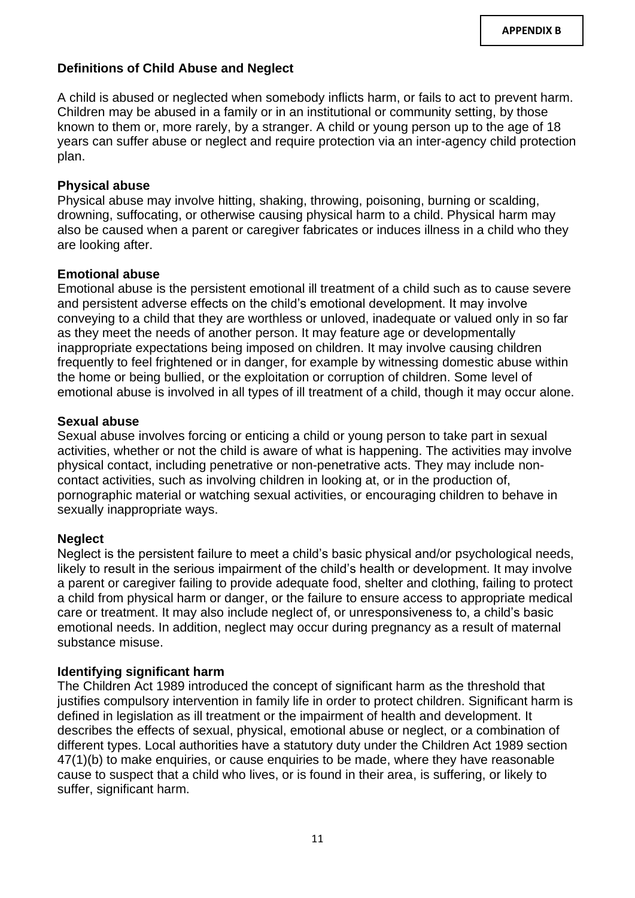**APPENDIX B**

## Definitions of Child Abuse and Neglect

A child is abused or neglected when somebody inflicts harm, or fails to act to prevent harm. Children may be abused in a family or in an institutional or community setting, by those known to them or, more rarely, by a stranger. A child or young person up to the age of 18 years can suffer abuse or neglect and require protection via an inter-agency child protection plan.

### Physical abuse

Physical abuse may involve hitting, shaking, throwing, poisoning, burning or scalding, drowning, suffocating, or otherwise causing physical harm to a child. Physical harm may also be caused when a parent or caregiver fabricates or induces illness in a child who they are looking after.

### Emotional abuse

Emotional abuse is the persistent emotional ill treatment of a child such as to cause severe and persistent adverse effects on the child's emotional development. It may involve conveying to a child that they are worthless or unloved, inadequate or valued only in so far as they meet the needs of another person. It may feature age or developmentally inappropriate expectations being imposed on children. It may involve causing children frequently to feel frightened or in danger, for example by witnessing domestic abuse within the home or being bullied, or the exploitation or corruption of children. Some level of emotional abuse is involved in all types of ill treatment of a child, though it may occur alone.

### Sexual abuse

Sexual abuse involves forcing or enticing a child or young person to take part in sexual activities, whether or not the child is aware of what is happening. The activities may involve physical contact, including penetrative or non-penetrative acts. They may include non-contact activities, such as involving children in looking at, or in the production of, pornographic material or watching sexual activities, or encouraging children to behave in sexually inappropriate ways.

### Neglect

Neglect is the persistent failure to meet a child's basic physical and/or psychological needs, likely to result in the serious impairment of the child's health or development. It may involve a parent or caregiver failing to provide adequate food, shelter and clothing, failing to protect a child from physical harm or danger, or the failure to ensure access to appropriate medical care or treatment. It may also include neglect of, or unresponsiveness to, a child's basic emotional needs. In addition, neglect may occur during pregnancy as a result of maternal substance misuse.

### Identifying significant harm

The Children Act 1989 introduced the concept of significant harm as the threshold that justifies compulsory intervention in family life in order to protect children. Significant harm is defined in legislation as ill treatment or the impairment of health and development. It describes the effects of sexual, physical, emotional abuse or neglect, or a combination of different types. Local authorities have a statutory duty under the Children Act 1989 section 47(1)(b) to make enquiries, or cause enquiries to be made, where they have reasonable cause to suspect that a child who lives, or is found in their area, is suffering, or likely to suffer, significant harm.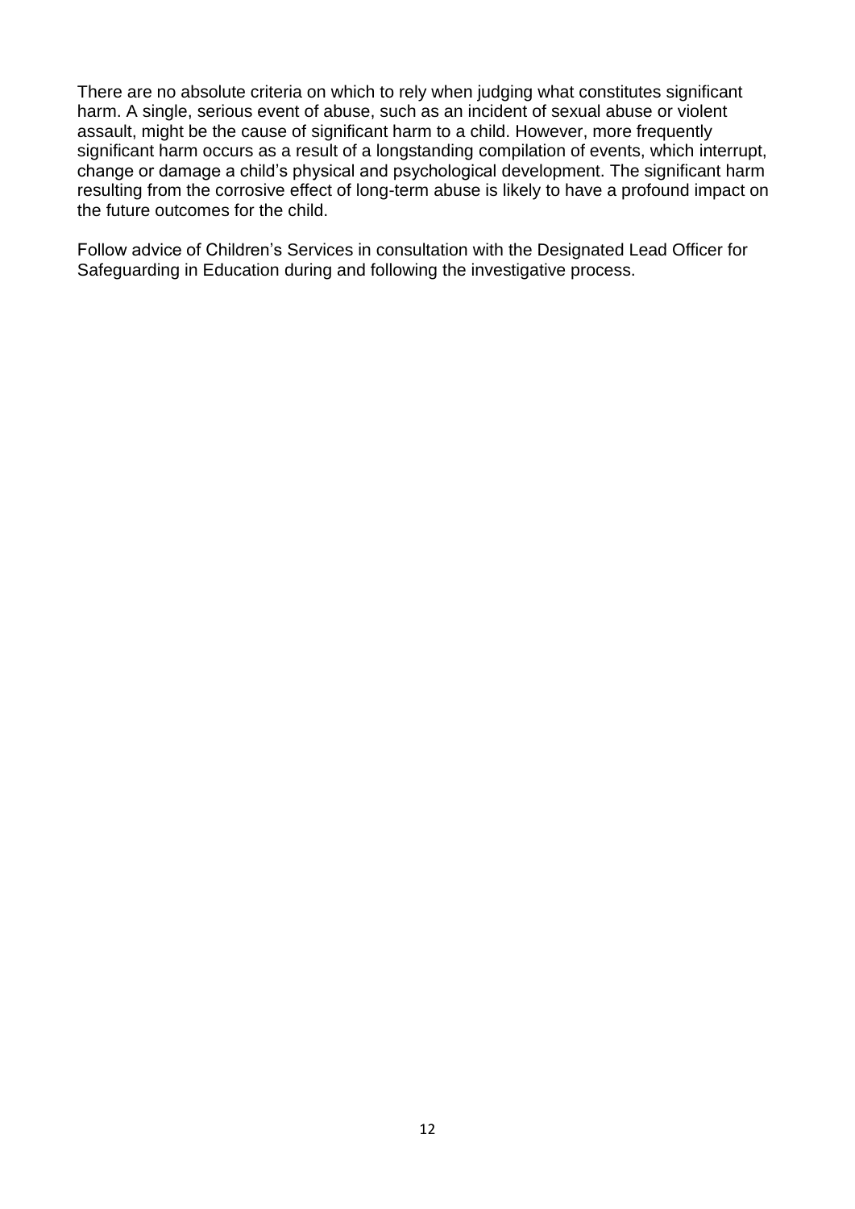There are no absolute criteria on which to rely when judging what constitutes significant harm. A single, serious event of abuse, such as an incident of sexual abuse or violent assault, might be the cause of significant harm to a child. However, more frequently significant harm occurs as a result of a longstanding compilation of events, which interrupt, change or damage a child's physical and psychological development. The significant harm resulting from the corrosive effect of long-term abuse is likely to have a profound impact on the future outcomes for the child.

Follow advice of Children's Services in consultation with the Designated Lead Officer for Safeguarding in Education during and following the investigative process.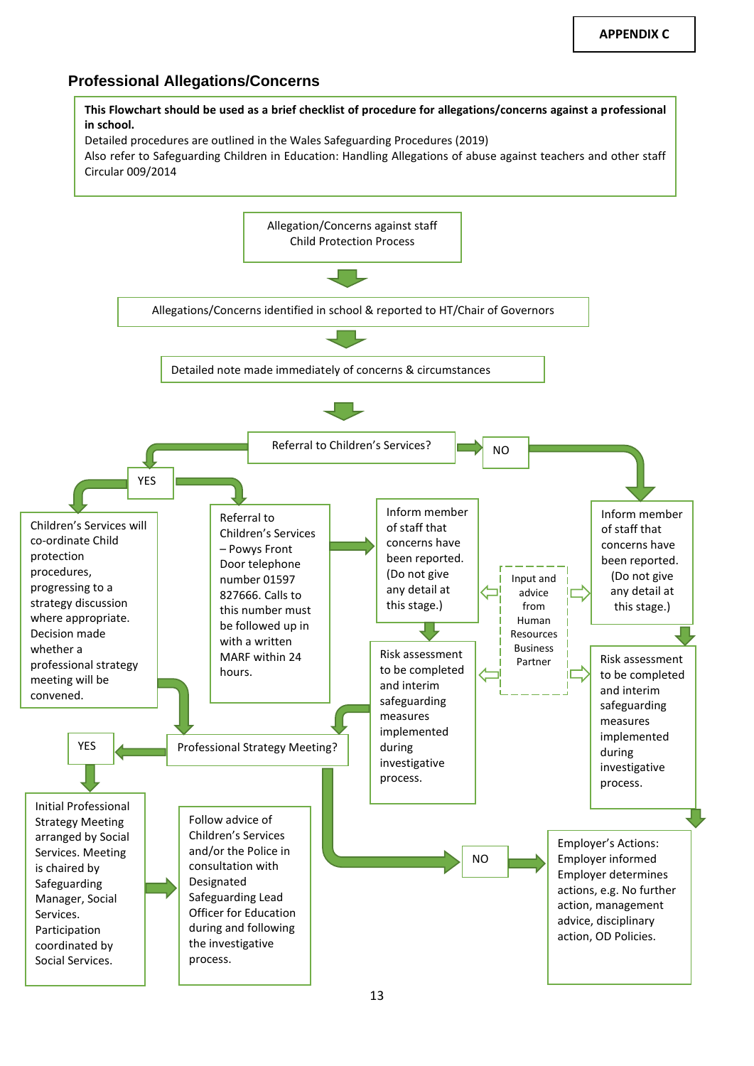**APPENDIX C**

## Professional Allegations/Concerns

**This Flowchart should be used as a brief checklist of procedure for allegations/concerns against a professional in school.**
Detailed procedures are outlined in the Wales Safeguarding Procedures (2019)
Also refer to Safeguarding Children in Education: Handling Allegations of abuse against teachers and other staff Circular 009/2014

Allegation/Concerns against staff Child Protection Process

↓

Allegations/Concerns identified in school & reported to HT/Chair of Governors

↓

Detailed note made immediately of concerns & circumstances

↓

Referral to Children's Services?

**YES:**

- Children's Services will co-ordinate Child protection procedures, progressing to a strategy discussion where appropriate. Decision made whether a professional strategy meeting will be convened.
- Referral to Children's Services – Powys Front Door telephone number 01597 827666. Calls to this number must be followed up in with a written MARF within 24 hours.
  - → Inform member of staff that concerns have been reported. (Do not give any detail at this stage.)
  - → Risk assessment to be completed and interim safeguarding measures implemented during investigative process.

**NO:**

- Inform member of staff that concerns have been reported. (Do not give any detail at this stage.)
- → Risk assessment to be completed and interim safeguarding measures implemented during investigative process.
- → Employer's Actions: Employer informed Employer determines actions, e.g. No further action, management advice, disciplinary action, OD Policies.

Input and advice from Human Resources Business Partner (feeds into both "Inform member of staff" and both "Risk assessment" boxes)

Professional Strategy Meeting?

**YES:**

- Initial Professional Strategy Meeting arranged by Social Services. Meeting is chaired by Safeguarding Manager, Social Services. Participation coordinated by Social Services.
- → Follow advice of Children's Services and/or the Police in consultation with Designated Safeguarding Lead Officer for Education during and following the investigative process.

**NO:**

- → Employer's Actions: Employer informed Employer determines actions, e.g. No further action, management advice, disciplinary action, OD Policies.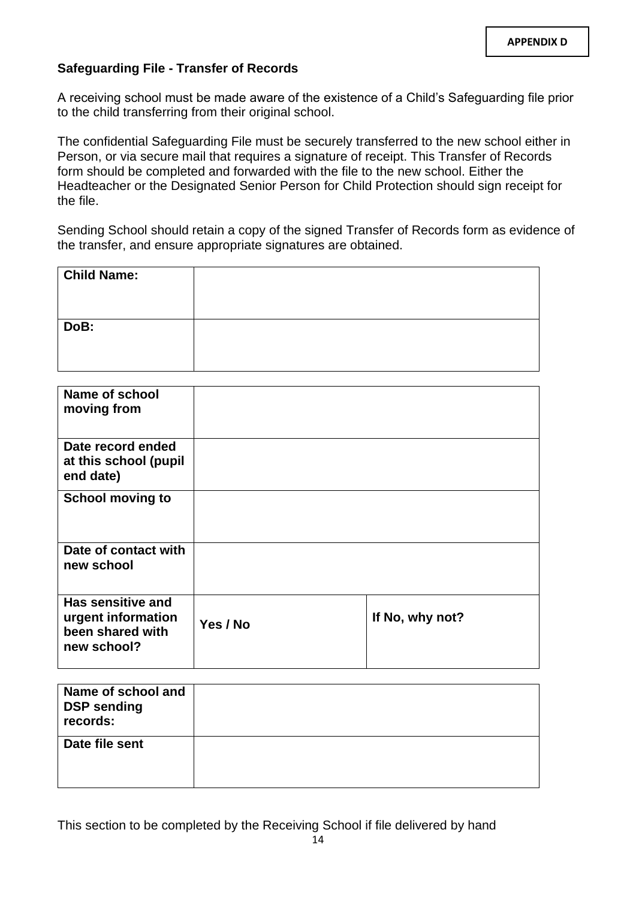**APPENDIX D**

**Safeguarding File - Transfer of Records**

A receiving school must be made aware of the existence of a Child's Safeguarding file prior to the child transferring from their original school.

The confidential Safeguarding File must be securely transferred to the new school either in Person, or via secure mail that requires a signature of receipt. This Transfer of Records form should be completed and forwarded with the file to the new school. Either the Headteacher or the Designated Senior Person for Child Protection should sign receipt for the file.

Sending School should retain a copy of the signed Transfer of Records form as evidence of the transfer, and ensure appropriate signatures are obtained.

| **Child Name:** | |
|---|---|
| **DoB:** | |

| **Name of school moving from** | | |
|---|---|---|
| **Date record ended at this school (pupil end date)** | | |
| **School moving to** | | |
| **Date of contact with new school** | | |
| **Has sensitive and urgent information been shared with new school?** | **Yes / No** | **If No, why not?** |

| **Name of school and DSP sending records:** | |
|---|---|
| **Date file sent** | |

This section to be completed by the Receiving School if file delivered by hand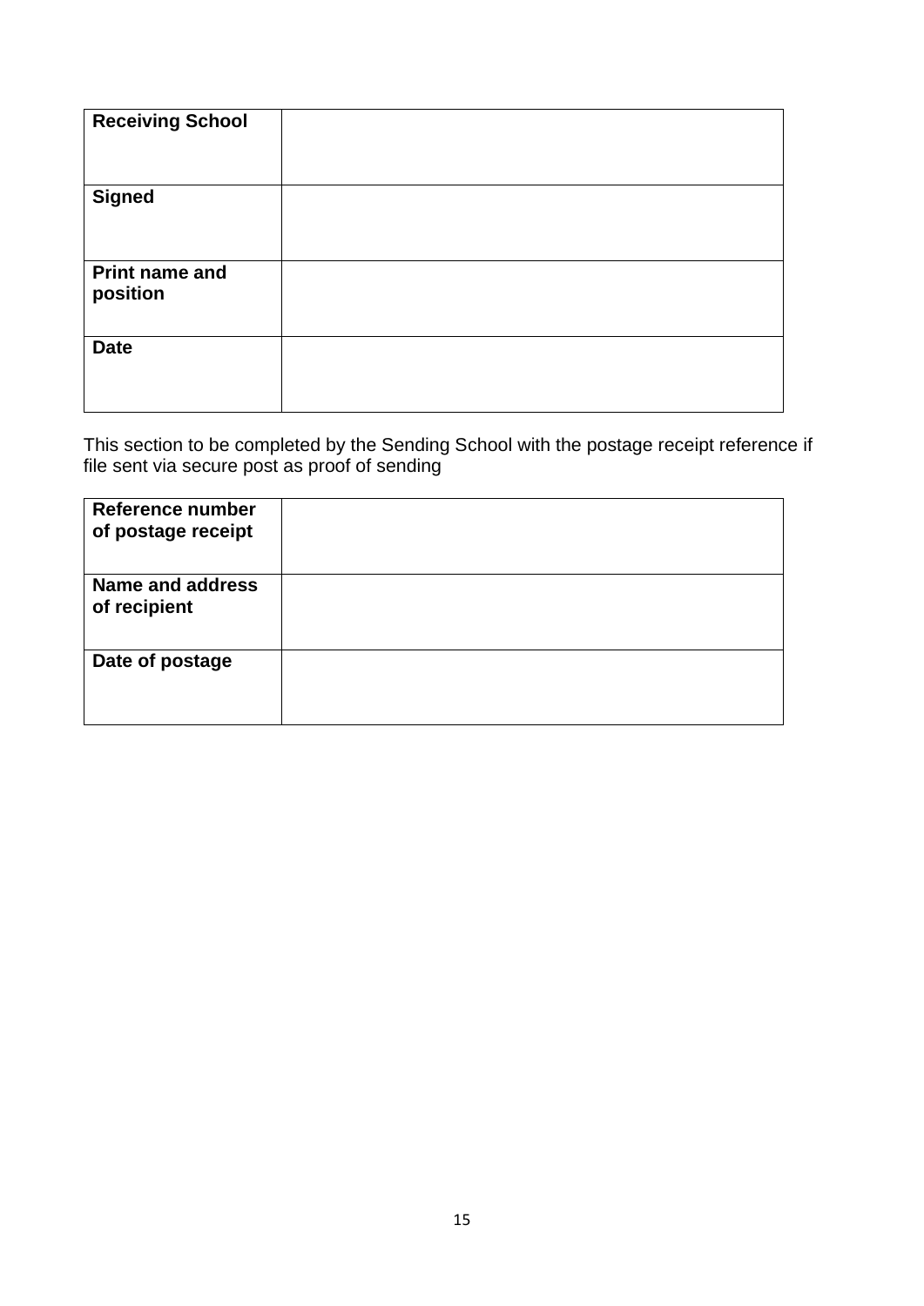| **Receiving School** | |
|---|---|
| **Signed** | |
| **Print name and position** | |
| **Date** | |

This section to be completed by the Sending School with the postage receipt reference if file sent via secure post as proof of sending

| **Reference number of postage receipt** | |
|---|---|
| **Name and address of recipient** | |
| **Date of postage** | |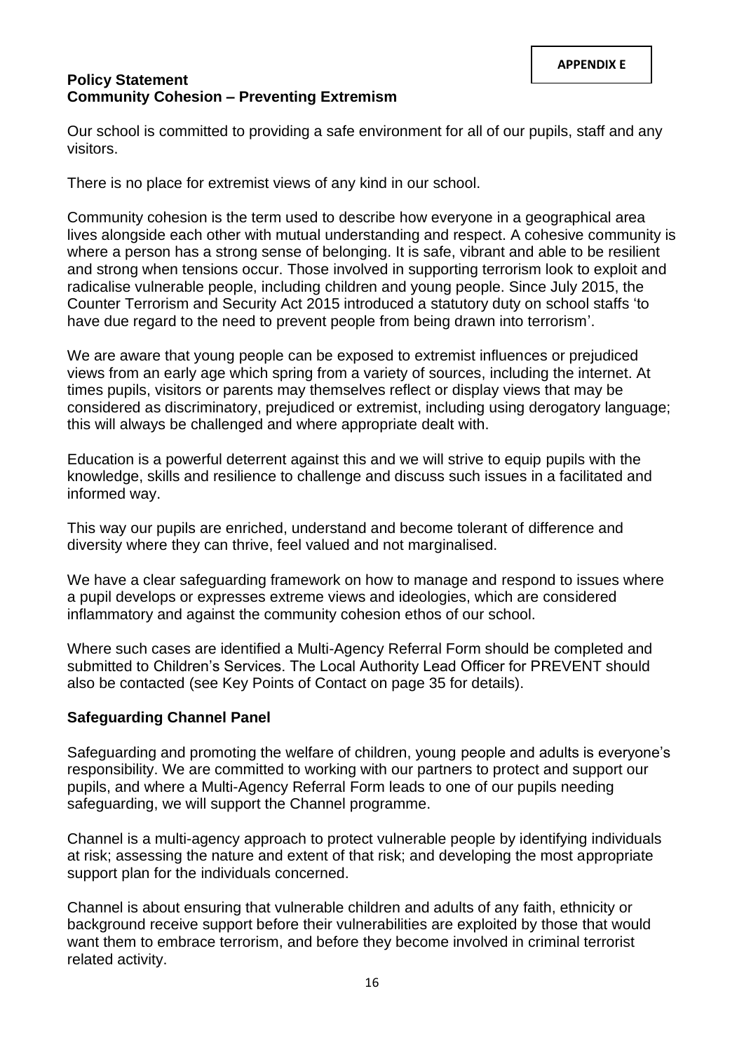**APPENDIX E**

**Policy Statement**
**Community Cohesion – Preventing Extremism**

Our school is committed to providing a safe environment for all of our pupils, staff and any visitors.

There is no place for extremist views of any kind in our school.

Community cohesion is the term used to describe how everyone in a geographical area lives alongside each other with mutual understanding and respect. A cohesive community is where a person has a strong sense of belonging. It is safe, vibrant and able to be resilient and strong when tensions occur. Those involved in supporting terrorism look to exploit and radicalise vulnerable people, including children and young people. Since July 2015, the Counter Terrorism and Security Act 2015 introduced a statutory duty on school staffs 'to have due regard to the need to prevent people from being drawn into terrorism'.

We are aware that young people can be exposed to extremist influences or prejudiced views from an early age which spring from a variety of sources, including the internet. At times pupils, visitors or parents may themselves reflect or display views that may be considered as discriminatory, prejudiced or extremist, including using derogatory language; this will always be challenged and where appropriate dealt with.

Education is a powerful deterrent against this and we will strive to equip pupils with the knowledge, skills and resilience to challenge and discuss such issues in a facilitated and informed way.

This way our pupils are enriched, understand and become tolerant of difference and diversity where they can thrive, feel valued and not marginalised.

We have a clear safeguarding framework on how to manage and respond to issues where a pupil develops or expresses extreme views and ideologies, which are considered inflammatory and against the community cohesion ethos of our school.

Where such cases are identified a Multi-Agency Referral Form should be completed and submitted to Children's Services. The Local Authority Lead Officer for PREVENT should also be contacted (see Key Points of Contact on page 35 for details).

## Safeguarding Channel Panel

Safeguarding and promoting the welfare of children, young people and adults is everyone's responsibility. We are committed to working with our partners to protect and support our pupils, and where a Multi-Agency Referral Form leads to one of our pupils needing safeguarding, we will support the Channel programme.

Channel is a multi-agency approach to protect vulnerable people by identifying individuals at risk; assessing the nature and extent of that risk; and developing the most appropriate support plan for the individuals concerned.

Channel is about ensuring that vulnerable children and adults of any faith, ethnicity or background receive support before their vulnerabilities are exploited by those that would want them to embrace terrorism, and before they become involved in criminal terrorist related activity.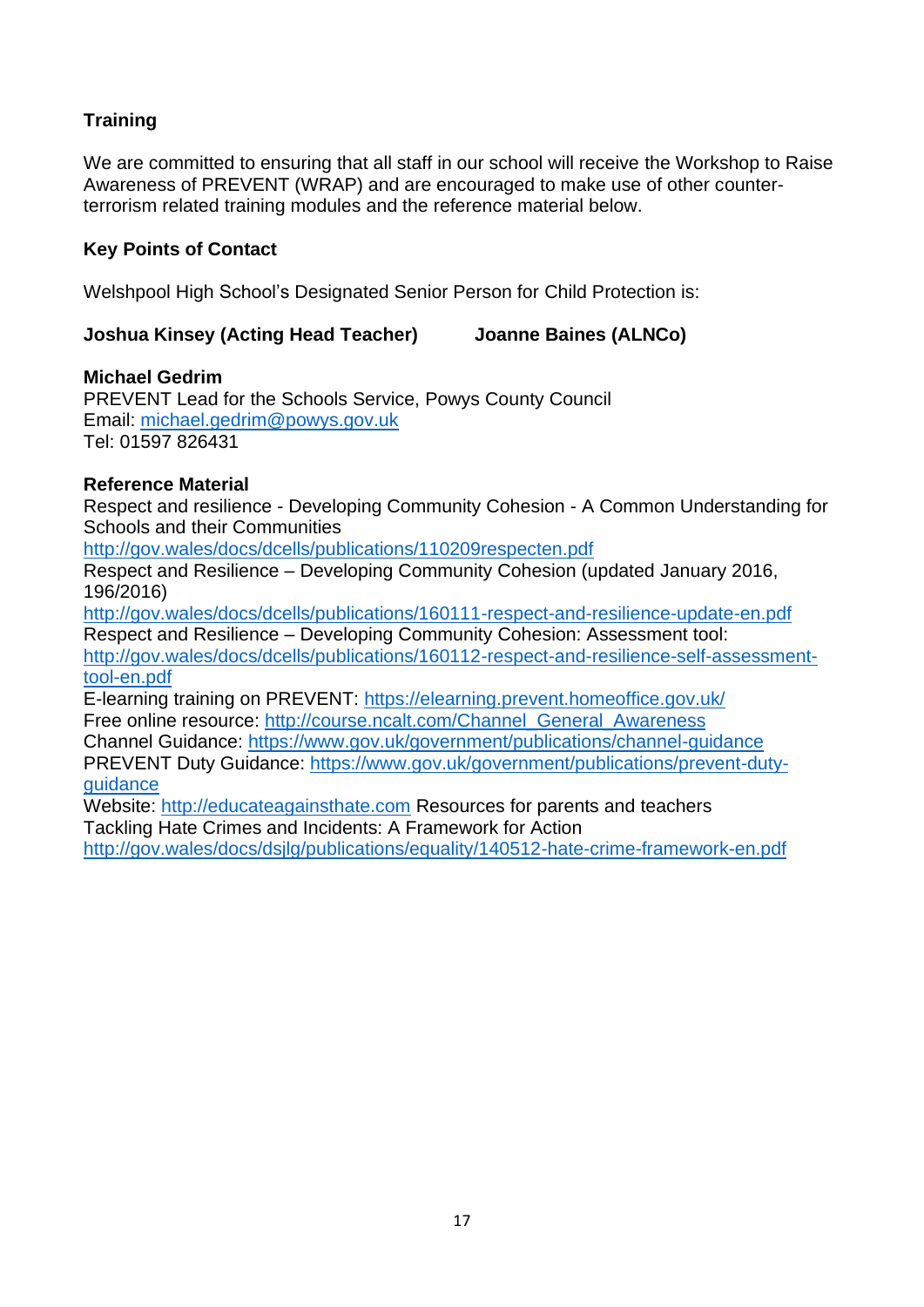## Training

We are committed to ensuring that all staff in our school will receive the Workshop to Raise Awareness of PREVENT (WRAP) and are encouraged to make use of other counter-terrorism related training modules and the reference material below.

## Key Points of Contact

Welshpool High School's Designated Senior Person for Child Protection is:

**Joshua Kinsey (Acting Head Teacher)** **Joanne Baines (ALNCo)**

**Michael Gedrim**
PREVENT Lead for the Schools Service, Powys County Council
Email: michael.gedrim@powys.gov.uk
Tel: 01597 826431

## Reference Material

Respect and resilience - Developing Community Cohesion - A Common Understanding for Schools and their Communities
http://gov.wales/docs/dcells/publications/110209respecten.pdf
Respect and Resilience – Developing Community Cohesion (updated January 2016, 196/2016)
http://gov.wales/docs/dcells/publications/160111-respect-and-resilience-update-en.pdf
Respect and Resilience – Developing Community Cohesion: Assessment tool:
http://gov.wales/docs/dcells/publications/160112-respect-and-resilience-self-assessment-tool-en.pdf
E-learning training on PREVENT: https://elearning.prevent.homeoffice.gov.uk/
Free online resource: http://course.ncalt.com/Channel_General_Awareness
Channel Guidance: https://www.gov.uk/government/publications/channel-guidance
PREVENT Duty Guidance: https://www.gov.uk/government/publications/prevent-duty-guidance
Website: http://educateagainsthate.com Resources for parents and teachers
Tackling Hate Crimes and Incidents: A Framework for Action
http://gov.wales/docs/dsjlg/publications/equality/140512-hate-crime-framework-en.pdf